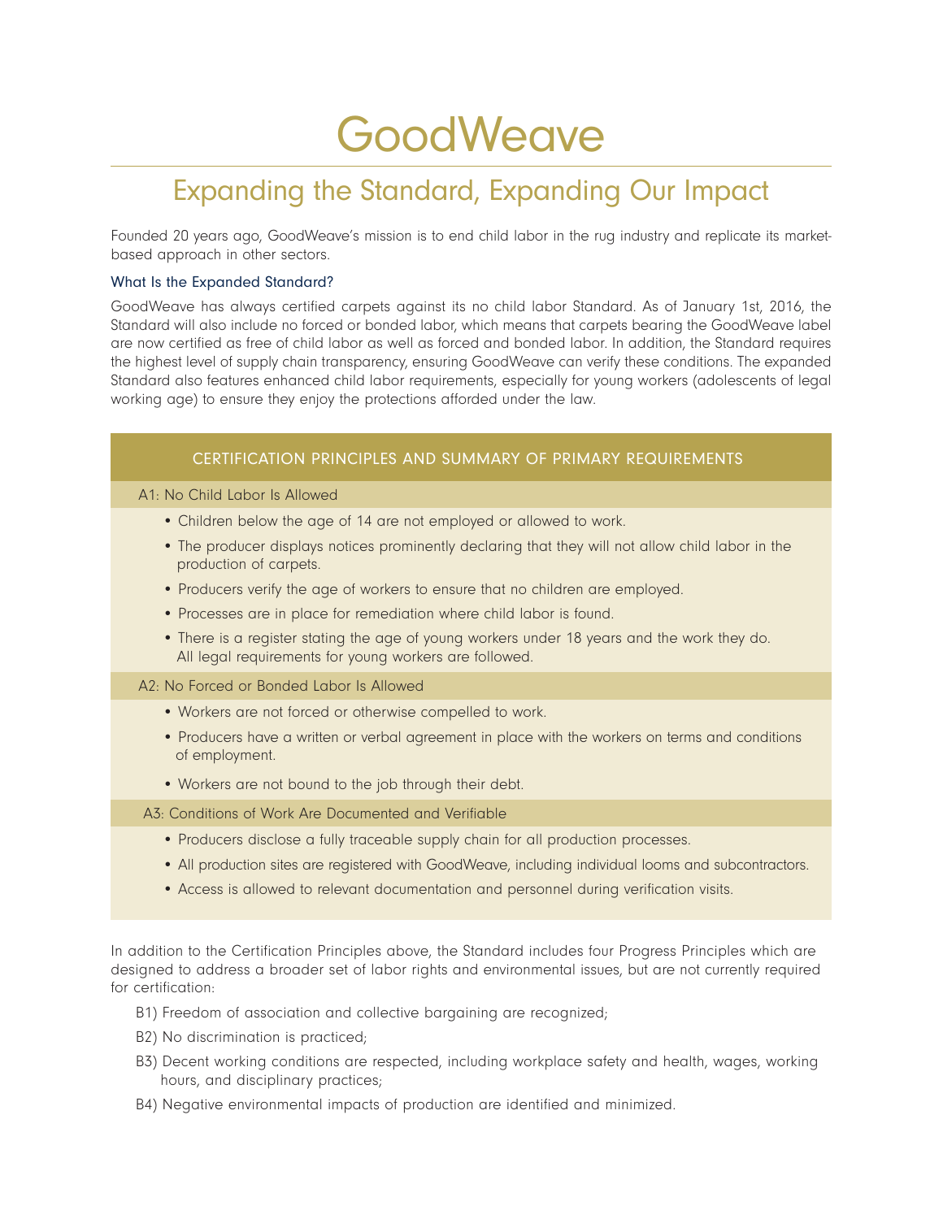# GoodWeave

## Expanding the Standard, Expanding Our Impact

Founded 20 years ago, GoodWeave's mission is to end child labor in the rug industry and replicate its market-based approach in other sectors.

### What Is the Expanded Standard?

GoodWeave has always certified carpets against its no child labor Standard. As of January 1st, 2016, the Standard will also include no forced or bonded labor, which means that carpets bearing the GoodWeave label are now certified as free of child labor as well as forced and bonded labor. In addition, the Standard requires the highest level of supply chain transparency, ensuring GoodWeave can verify these conditions. The expanded Standard also features enhanced child labor requirements, especially for young workers (adolescents of legal working age) to ensure they enjoy the protections afforded under the law.

### CERTIFICATION PRINCIPLES AND SUMMARY OF PRIMARY REQUIREMENTS

#### A1: No Child Labor Is Allowed

- Children below the age of 14 are not employed or allowed to work.
- The producer displays notices prominently declaring that they will not allow child labor in the production of carpets.
- Producers verify the age of workers to ensure that no children are employed.
- Processes are in place for remediation where child labor is found.
- There is a register stating the age of young workers under 18 years and the work they do. All legal requirements for young workers are followed.

#### A2: No Forced or Bonded Labor Is Allowed

- Workers are not forced or otherwise compelled to work.
- Producers have a written or verbal agreement in place with the workers on terms and conditions of employment.
- Workers are not bound to the job through their debt.

#### A3: Conditions of Work Are Documented and Verifiable

- Producers disclose a fully traceable supply chain for all production processes.
- All production sites are registered with GoodWeave, including individual looms and subcontractors.
- Access is allowed to relevant documentation and personnel during verification visits.

In addition to the Certification Principles above, the Standard includes four Progress Principles which are designed to address a broader set of labor rights and environmental issues, but are not currently required for certification:

B1) Freedom of association and collective bargaining are recognized;

B2) No discrimination is practiced;

B3) Decent working conditions are respected, including workplace safety and health, wages, working hours, and disciplinary practices;

B4) Negative environmental impacts of production are identified and minimized.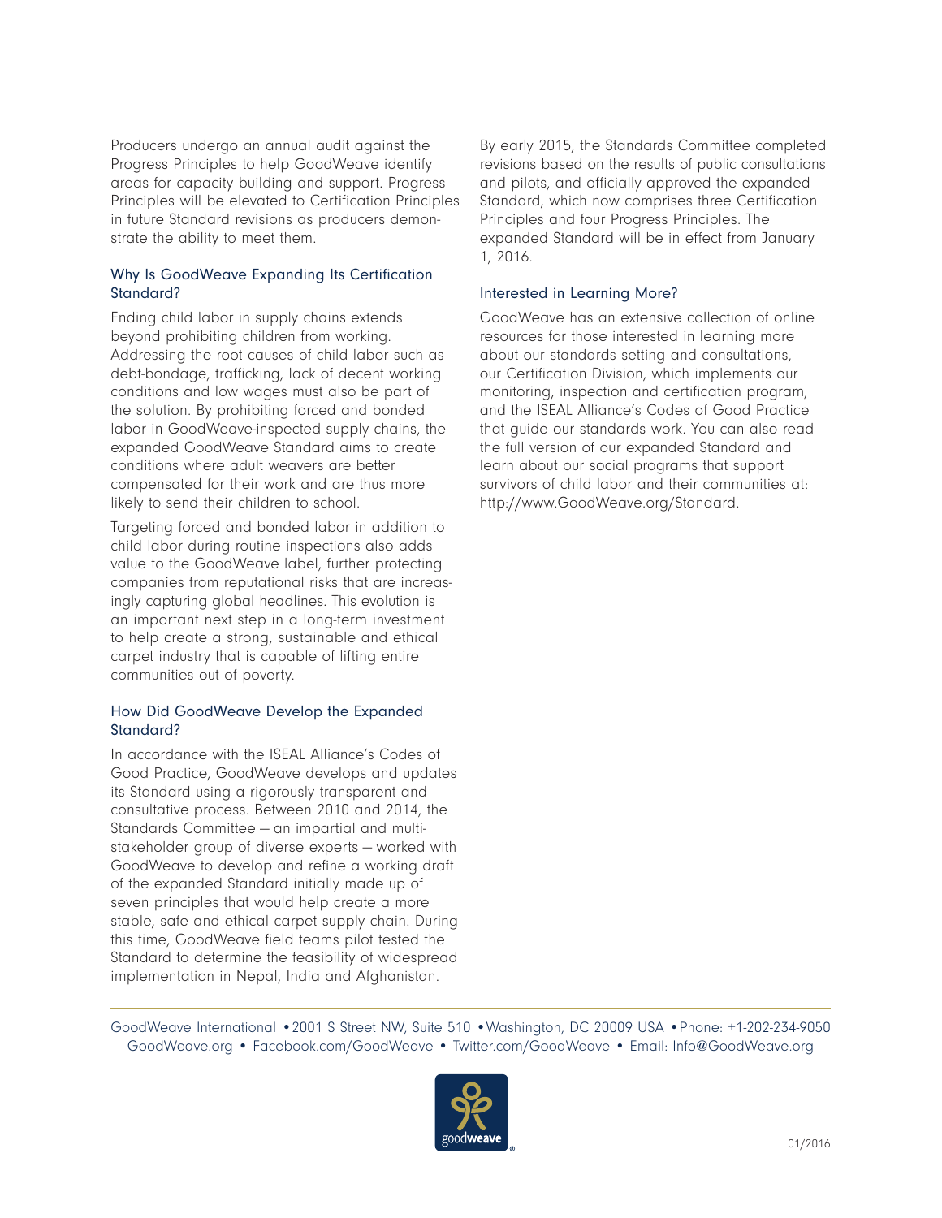Producers undergo an annual audit against the Progress Principles to help GoodWeave identify areas for capacity building and support. Progress Principles will be elevated to Certification Principles in future Standard revisions as producers demonstrate the ability to meet them.

### Why Is GoodWeave Expanding Its Certification Standard?

Ending child labor in supply chains extends beyond prohibiting children from working. Addressing the root causes of child labor such as debt-bondage, trafficking, lack of decent working conditions and low wages must also be part of the solution. By prohibiting forced and bonded labor in GoodWeave-inspected supply chains, the expanded GoodWeave Standard aims to create conditions where adult weavers are better compensated for their work and are thus more likely to send their children to school.

Targeting forced and bonded labor in addition to child labor during routine inspections also adds value to the GoodWeave label, further protecting companies from reputational risks that are increasingly capturing global headlines. This evolution is an important next step in a long-term investment to help create a strong, sustainable and ethical carpet industry that is capable of lifting entire communities out of poverty.

### How Did GoodWeave Develop the Expanded Standard?

In accordance with the ISEAL Alliance's Codes of Good Practice, GoodWeave develops and updates its Standard using a rigorously transparent and consultative process. Between 2010 and 2014, the Standards Committee — an impartial and multi-stakeholder group of diverse experts — worked with GoodWeave to develop and refine a working draft of the expanded Standard initially made up of seven principles that would help create a more stable, safe and ethical carpet supply chain. During this time, GoodWeave field teams pilot tested the Standard to determine the feasibility of widespread implementation in Nepal, India and Afghanistan.

By early 2015, the Standards Committee completed revisions based on the results of public consultations and pilots, and officially approved the expanded Standard, which now comprises three Certification Principles and four Progress Principles. The expanded Standard will be in effect from January 1, 2016.

### Interested in Learning More?

GoodWeave has an extensive collection of online resources for those interested in learning more about our standards setting and consultations, our Certification Division, which implements our monitoring, inspection and certification program, and the ISEAL Alliance's Codes of Good Practice that guide our standards work. You can also read the full version of our expanded Standard and learn about our social programs that support survivors of child labor and their communities at: http://www.GoodWeave.org/Standard.

GoodWeave International • 2001 S Street NW, Suite 510 • Washington, DC 20009 USA • Phone: +1-202-234-9050
GoodWeave.org • Facebook.com/GoodWeave • Twitter.com/GoodWeave • Email: Info@GoodWeave.org

goodweave

01/2016